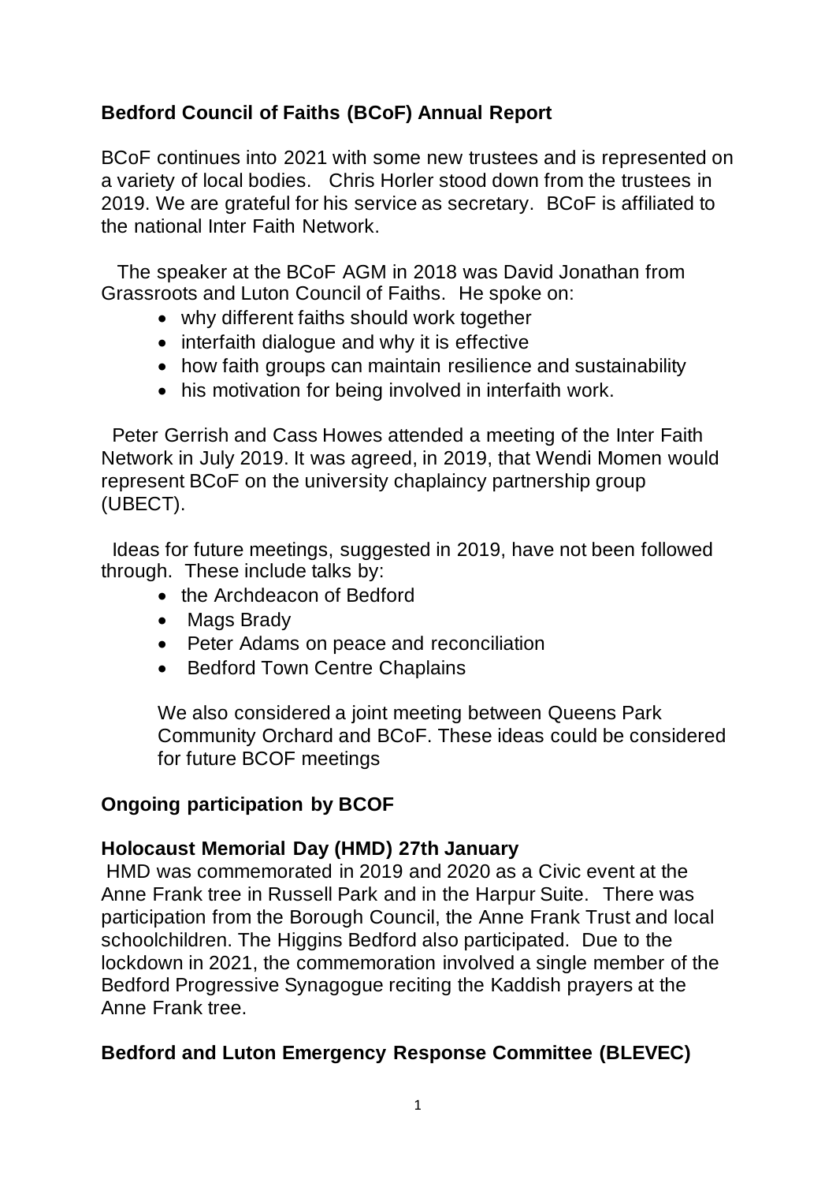**Bedford Council of Faiths (BCoF) Annual Report**

BCoF continues into 2021 with some new trustees and is represented on a variety of local bodies. Chris Horler stood down from the trustees in 2019. We are grateful for his service as secretary. BCoF is affiliated to the national Inter Faith Network.

The speaker at the BCoF AGM in 2018 was David Jonathan from Grassroots and Luton Council of Faiths. He spoke on:

- why different faiths should work together
- interfaith dialogue and why it is effective
- how faith groups can maintain resilience and sustainability
- his motivation for being involved in interfaith work.

Peter Gerrish and Cass Howes attended a meeting of the Inter Faith Network in July 2019. It was agreed, in 2019, that Wendi Momen would represent BCoF on the university chaplaincy partnership group (UBECT).

Ideas for future meetings, suggested in 2019, have not been followed through. These include talks by:

- the Archdeacon of Bedford
- Mags Brady
- Peter Adams on peace and reconciliation
- Bedford Town Centre Chaplains

We also considered a joint meeting between Queens Park Community Orchard and BCoF. These ideas could be considered for future BCOF meetings

**Ongoing participation by BCOF**

**Holocaust Memorial Day (HMD) 27th January**

HMD was commemorated in 2019 and 2020 as a Civic event at the Anne Frank tree in Russell Park and in the Harpur Suite. There was participation from the Borough Council, the Anne Frank Trust and local schoolchildren. The Higgins Bedford also participated. Due to the lockdown in 2021, the commemoration involved a single member of the Bedford Progressive Synagogue reciting the Kaddish prayers at the Anne Frank tree.

**Bedford and Luton Emergency Response Committee (BLEVEC)**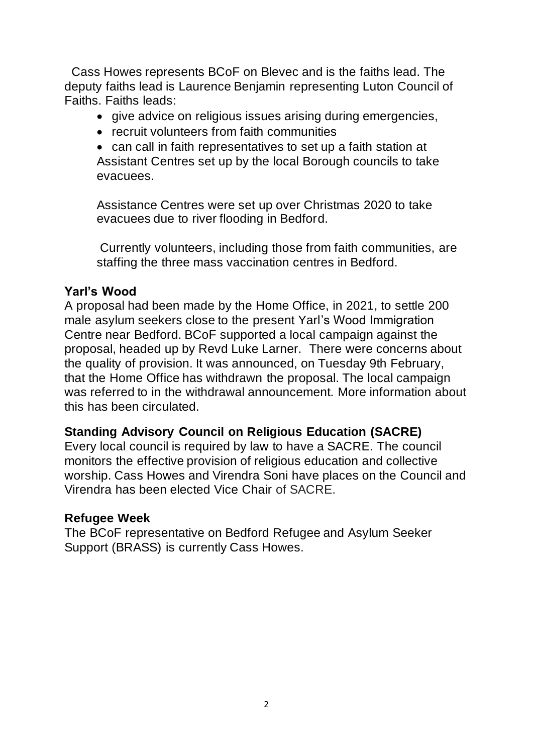Cass Howes represents BCoF on Blevec and is the faiths lead. The deputy faiths lead is Laurence Benjamin representing Luton Council of Faiths. Faiths leads:

- give advice on religious issues arising during emergencies,
- recruit volunteers from faith communities
- can call in faith representatives to set up a faith station at Assistant Centres set up by the local Borough councils to take evacuees.

Assistance Centres were set up over Christmas 2020 to take evacuees due to river flooding in Bedford.

Currently volunteers, including those from faith communities, are staffing the three mass vaccination centres in Bedford.

### Yarl's Wood

A proposal had been made by the Home Office, in 2021, to settle 200 male asylum seekers close to the present Yarl's Wood Immigration Centre near Bedford. BCoF supported a local campaign against the proposal, headed up by Revd Luke Larner. There were concerns about the quality of provision. It was announced, on Tuesday 9th February, that the Home Office has withdrawn the proposal. The local campaign was referred to in the withdrawal announcement. More information about this has been circulated.

### Standing Advisory Council on Religious Education (SACRE)

Every local council is required by law to have a SACRE. The council monitors the effective provision of religious education and collective worship. Cass Howes and Virendra Soni have places on the Council and Virendra has been elected Vice Chair of SACRE.

### Refugee Week

The BCoF representative on Bedford Refugee and Asylum Seeker Support (BRASS) is currently Cass Howes.